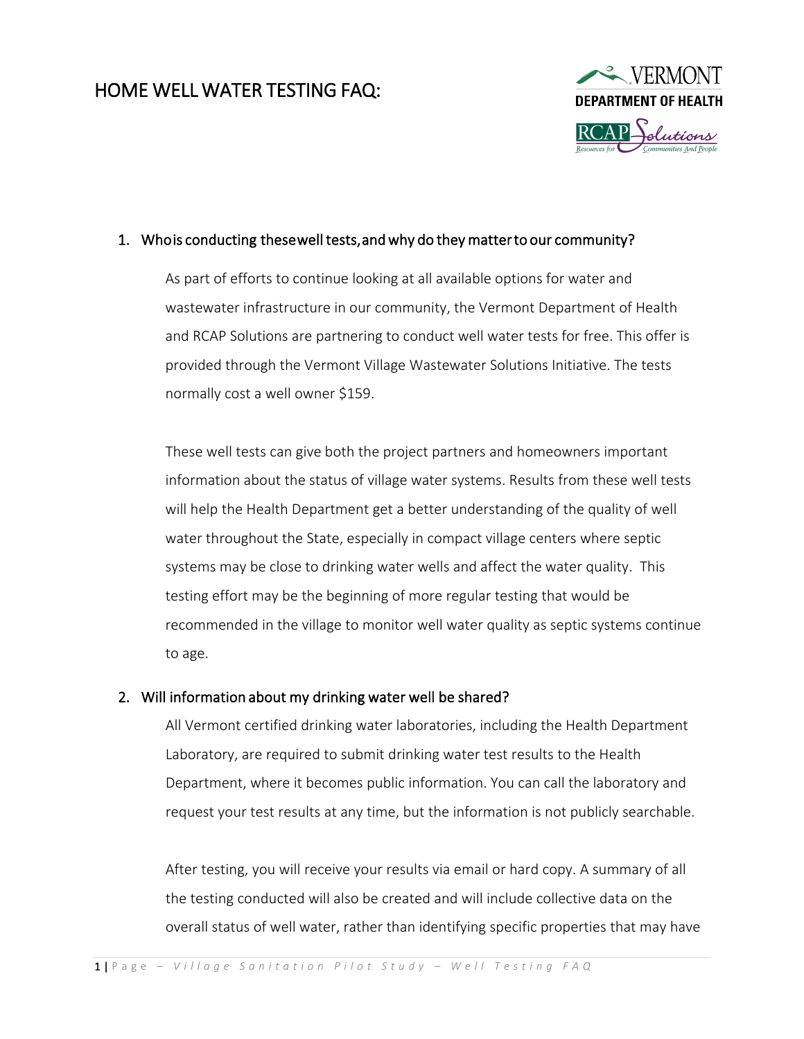# HOME WELL WATER TESTING FAQ:

1. **Who is conducting these well tests, and why do they matter to our community?**

   As part of efforts to continue looking at all available options for water and wastewater infrastructure in our community, the Vermont Department of Health and RCAP Solutions are partnering to conduct well water tests for free. This offer is provided through the Vermont Village Wastewater Solutions Initiative. The tests normally cost a well owner $159.

   These well tests can give both the project partners and homeowners important information about the status of village water systems. Results from these well tests will help the Health Department get a better understanding of the quality of well water throughout the State, especially in compact village centers where septic systems may be close to drinking water wells and affect the water quality. This testing effort may be the beginning of more regular testing that would be recommended in the village to monitor well water quality as septic systems continue to age.

2. **Will information about my drinking water well be shared?**

   All Vermont certified drinking water laboratories, including the Health Department Laboratory, are required to submit drinking water test results to the Health Department, where it becomes public information. You can call the laboratory and request your test results at any time, but the information is not publicly searchable.

   After testing, you will receive your results via email or hard copy. A summary of all the testing conducted will also be created and will include collective data on the overall status of well water, rather than identifying specific properties that may have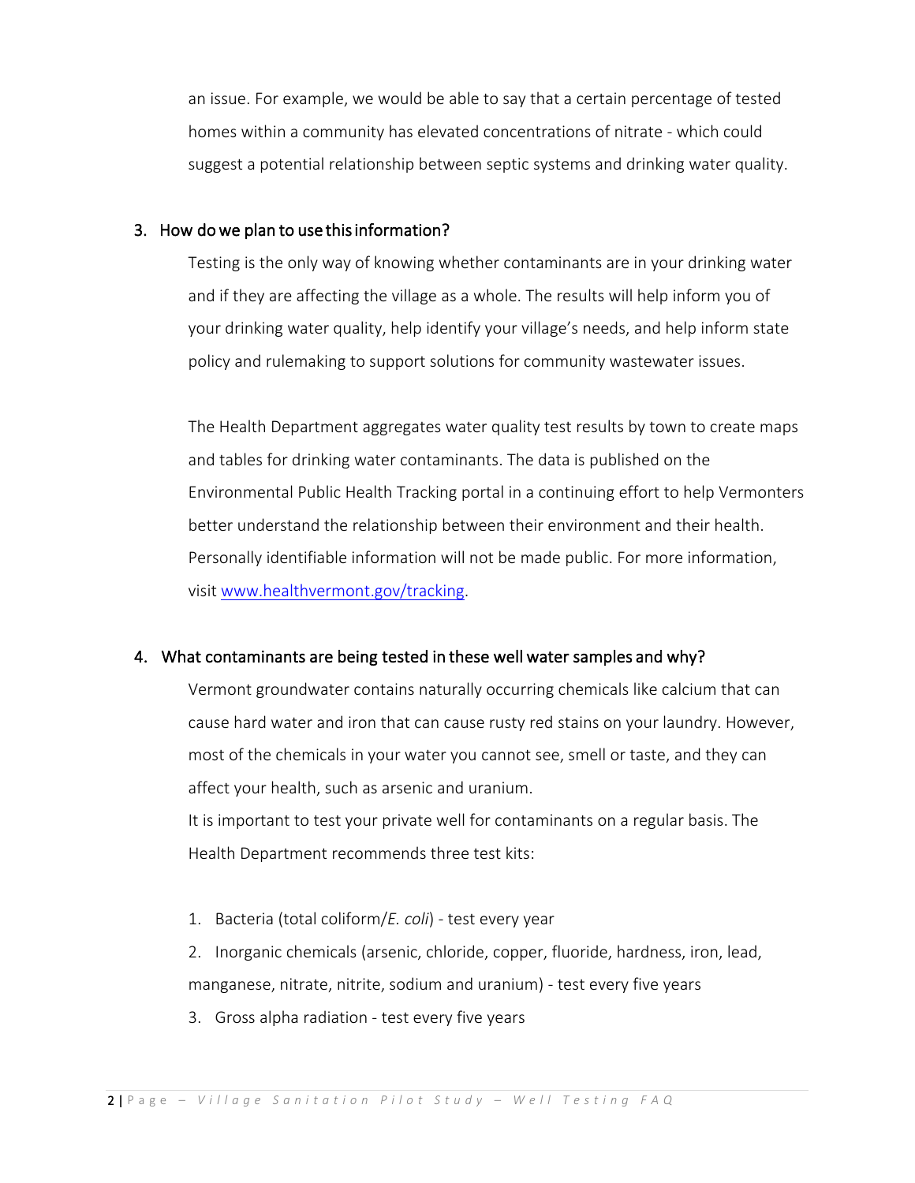an issue. For example, we would be able to say that a certain percentage of tested homes within a community has elevated concentrations of nitrate - which could suggest a potential relationship between septic systems and drinking water quality.

### 3. How do we plan to use this information?

Testing is the only way of knowing whether contaminants are in your drinking water and if they are affecting the village as a whole. The results will help inform you of your drinking water quality, help identify your village's needs, and help inform state policy and rulemaking to support solutions for community wastewater issues.

The Health Department aggregates water quality test results by town to create maps and tables for drinking water contaminants. The data is published on the Environmental Public Health Tracking portal in a continuing effort to help Vermonters better understand the relationship between their environment and their health. Personally identifiable information will not be made public. For more information, visit [www.healthvermont.gov/tracking](www.healthvermont.gov/tracking).

### 4. What contaminants are being tested in these well water samples and why?

Vermont groundwater contains naturally occurring chemicals like calcium that can cause hard water and iron that can cause rusty red stains on your laundry. However, most of the chemicals in your water you cannot see, smell or taste, and they can affect your health, such as arsenic and uranium.

It is important to test your private well for contaminants on a regular basis. The Health Department recommends three test kits:

1. Bacteria (total coliform/*E. coli*) - test every year
2. Inorganic chemicals (arsenic, chloride, copper, fluoride, hardness, iron, lead, manganese, nitrate, nitrite, sodium and uranium) - test every five years
3. Gross alpha radiation - test every five years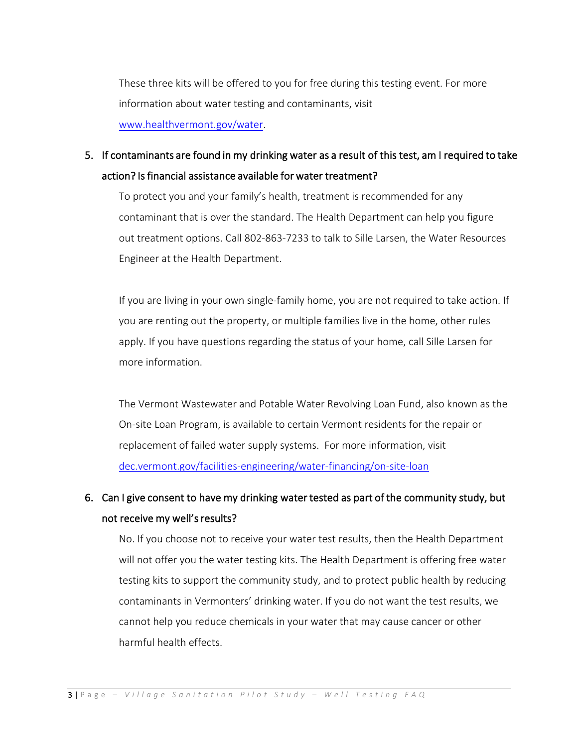These three kits will be offered to you for free during this testing event. For more information about water testing and contaminants, visit [www.healthvermont.gov/water](www.healthvermont.gov/water).

5. **If contaminants are found in my drinking water as a result of this test, am I required to take action? Is financial assistance available for water treatment?**

   To protect you and your family's health, treatment is recommended for any contaminant that is over the standard. The Health Department can help you figure out treatment options. Call 802-863-7233 to talk to Sille Larsen, the Water Resources Engineer at the Health Department.

   If you are living in your own single-family home, you are not required to take action. If you are renting out the property, or multiple families live in the home, other rules apply. If you have questions regarding the status of your home, call Sille Larsen for more information.

   The Vermont Wastewater and Potable Water Revolving Loan Fund, also known as the On-site Loan Program, is available to certain Vermont residents for the repair or replacement of failed water supply systems. For more information, visit [dec.vermont.gov/facilities-engineering/water-financing/on-site-loan](dec.vermont.gov/facilities-engineering/water-financing/on-site-loan)

6. **Can I give consent to have my drinking water tested as part of the community study, but not receive my well's results?**

   No. If you choose not to receive your water test results, then the Health Department will not offer you the water testing kits. The Health Department is offering free water testing kits to support the community study, and to protect public health by reducing contaminants in Vermonters' drinking water. If you do not want the test results, we cannot help you reduce chemicals in your water that may cause cancer or other harmful health effects.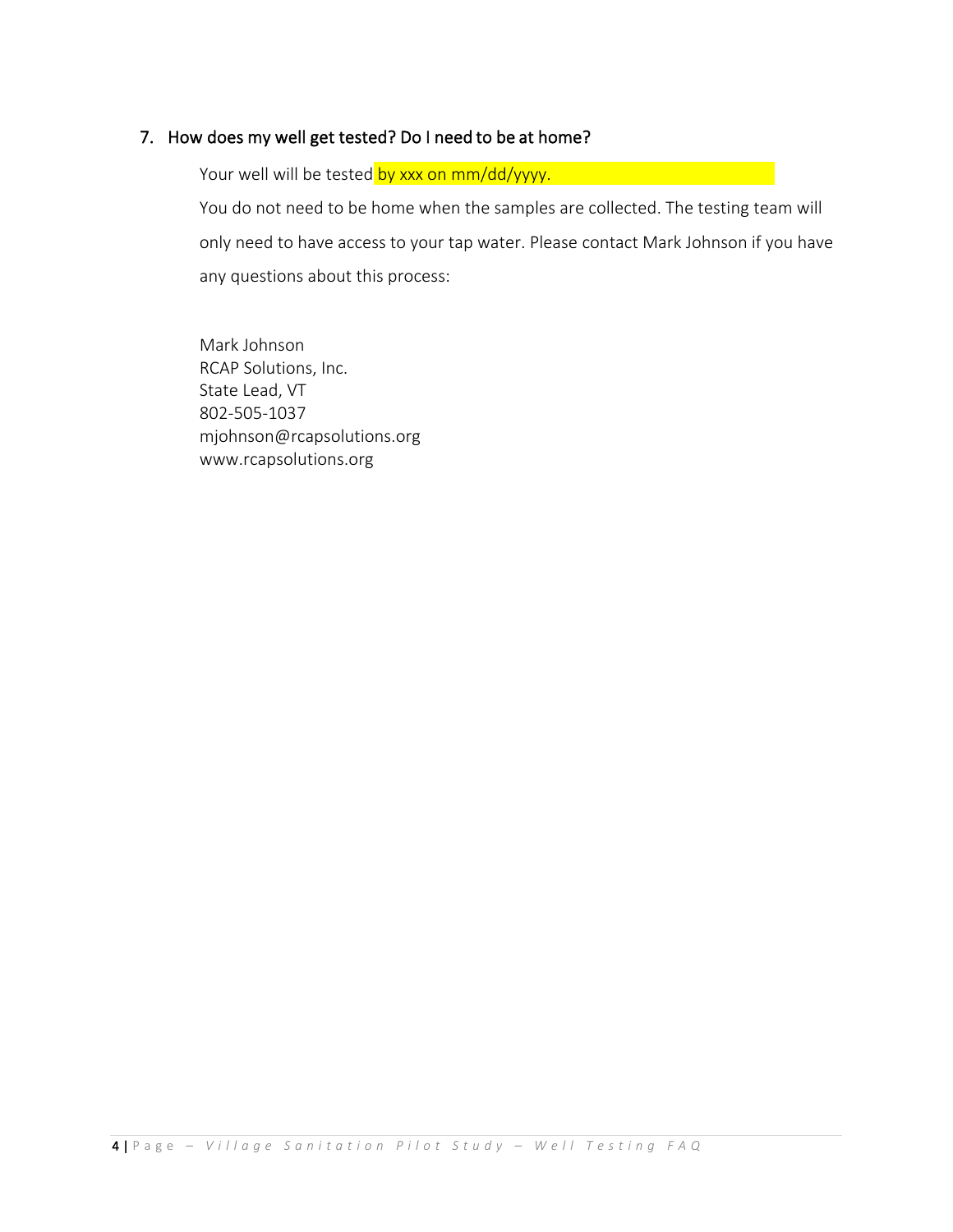7. How does my well get tested? Do I need to be at home?

   Your well will be tested by xxx on mm/dd/yyyy.

   You do not need to be home when the samples are collected. The testing team will only need to have access to your tap water. Please contact Mark Johnson if you have any questions about this process:

   Mark Johnson  
   RCAP Solutions, Inc.  
   State Lead, VT  
   802-505-1037  
   mjohnson@rcapsolutions.org  
   www.rcapsolutions.org